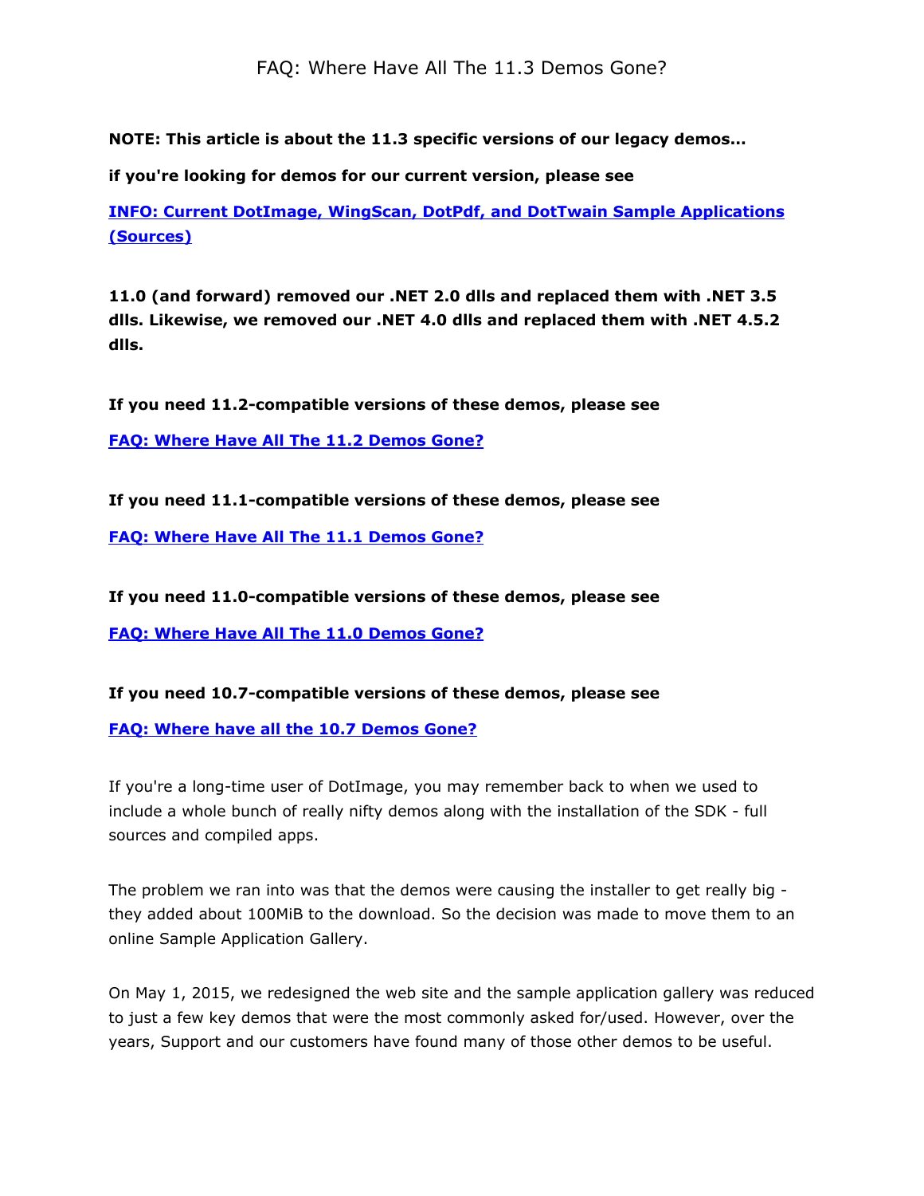# FAQ: Where Have All The 11.3 Demos Gone?

**NOTE: This article is about the 11.3 specific versions of our legacy demos...**

**if you're looking for demos for our current version, please see**

**INFO: Current DotImage, WingScan, DotPdf, and DotTwain Sample Applications (Sources)**

**11.0 (and forward) removed our .NET 2.0 dlls and replaced them with .NET 3.5 dlls. Likewise, we removed our .NET 4.0 dlls and replaced them with .NET 4.5.2 dlls.**

**If you need 11.2-compatible versions of these demos, please see**

**FAQ: Where Have All The 11.2 Demos Gone?**

**If you need 11.1-compatible versions of these demos, please see**

**FAQ: Where Have All The 11.1 Demos Gone?**

**If you need 11.0-compatible versions of these demos, please see**

**FAQ: Where Have All The 11.0 Demos Gone?**

**If you need 10.7-compatible versions of these demos, please see**

**FAQ: Where have all the 10.7 Demos Gone?**

If you're a long-time user of DotImage, you may remember back to when we used to include a whole bunch of really nifty demos along with the installation of the SDK - full sources and compiled apps.

The problem we ran into was that the demos were causing the installer to get really big - they added about 100MiB to the download. So the decision was made to move them to an online Sample Application Gallery.

On May 1, 2015, we redesigned the web site and the sample application gallery was reduced to just a few key demos that were the most commonly asked for/used. However, over the years, Support and our customers have found many of those other demos to be useful.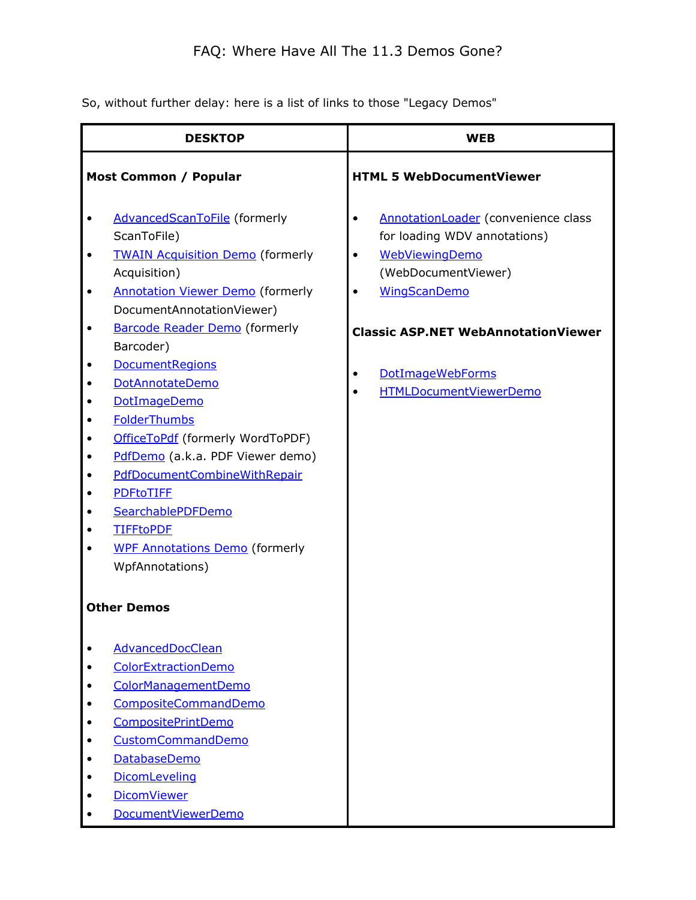FAQ: Where Have All The 11.3 Demos Gone?

So, without further delay: here is a list of links to those "Legacy Demos"

| DESKTOP | WEB |
|---|---|
| **Most Common / Popular**<br><br>• AdvancedScanToFile (formerly ScanToFile)<br>• TWAIN Acquisition Demo (formerly Acquisition)<br>• Annotation Viewer Demo (formerly DocumentAnnotationViewer)<br>• Barcode Reader Demo (formerly Barcoder)<br>• DocumentRegions<br>• DotAnnotateDemo<br>• DotImageDemo<br>• FolderThumbs<br>• OfficeToPdf (formerly WordToPDF)<br>• PdfDemo (a.k.a. PDF Viewer demo)<br>• PdfDocumentCombineWithRepair<br>• PDFtoTIFF<br>• SearchablePDFDemo<br>• TIFFtoPDF<br>• WPF Annotations Demo (formerly WpfAnnotations)<br><br>**Other Demos**<br><br>• AdvancedDocClean<br>• ColorExtractionDemo<br>• ColorManagementDemo<br>• CompositeCommandDemo<br>• CompositePrintDemo<br>• CustomCommandDemo<br>• DatabaseDemo<br>• DicomLeveling<br>• DicomViewer<br>• DocumentViewerDemo | **HTML 5 WebDocumentViewer**<br><br>• AnnotationLoader (convenience class for loading WDV annotations)<br>• WebViewingDemo (WebDocumentViewer)<br>• WingScanDemo<br><br>**Classic ASP.NET WebAnnotationViewer**<br><br>• DotImageWebForms<br>• HTMLDocumentViewerDemo |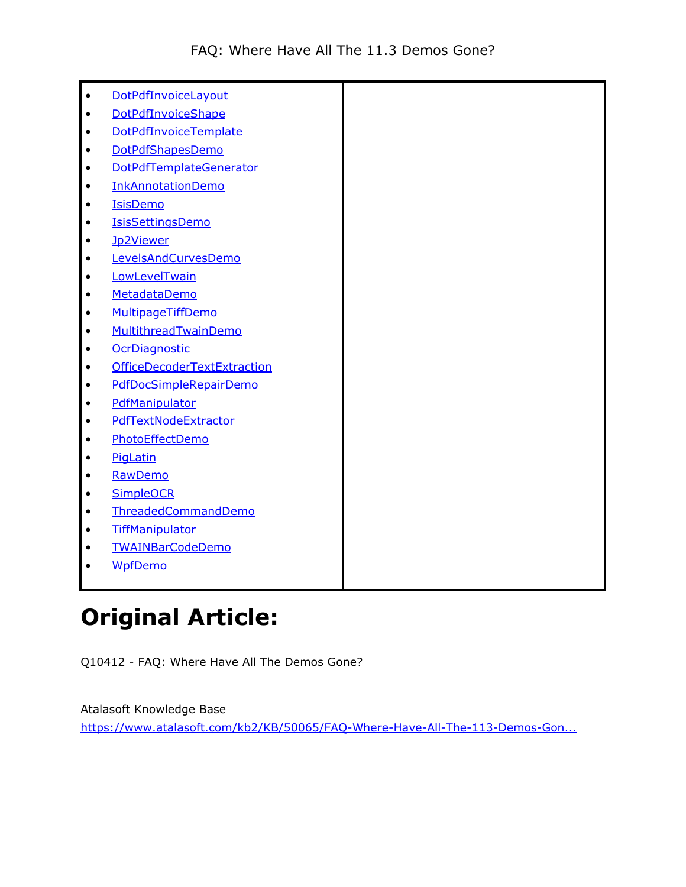| | |
|---|---|
| • DotPdfInvoiceLayout<br>• DotPdfInvoiceShape<br>• DotPdfInvoiceTemplate<br>• DotPdfShapesDemo<br>• DotPdfTemplateGenerator<br>• InkAnnotationDemo<br>• IsisDemo<br>• IsisSettingsDemo<br>• Jp2Viewer<br>• LevelsAndCurvesDemo<br>• LowLevelTwain<br>• MetadataDemo<br>• MultipageTiffDemo<br>• MultithreadTwainDemo<br>• OcrDiagnostic<br>• OfficeDecoderTextExtraction<br>• PdfDocSimpleRepairDemo<br>• PdfManipulator<br>• PdfTextNodeExtractor<br>• PhotoEffectDemo<br>• PigLatin<br>• RawDemo<br>• SimpleOCR<br>• ThreadedCommandDemo<br>• TiffManipulator<br>• TWAINBarCodeDemo<br>• WpfDemo | |

# Original Article:

Q10412 - FAQ: Where Have All The Demos Gone?

Atalasoft Knowledge Base
https://www.atalasoft.com/kb2/KB/50065/FAQ-Where-Have-All-The-113-Demos-Gon...